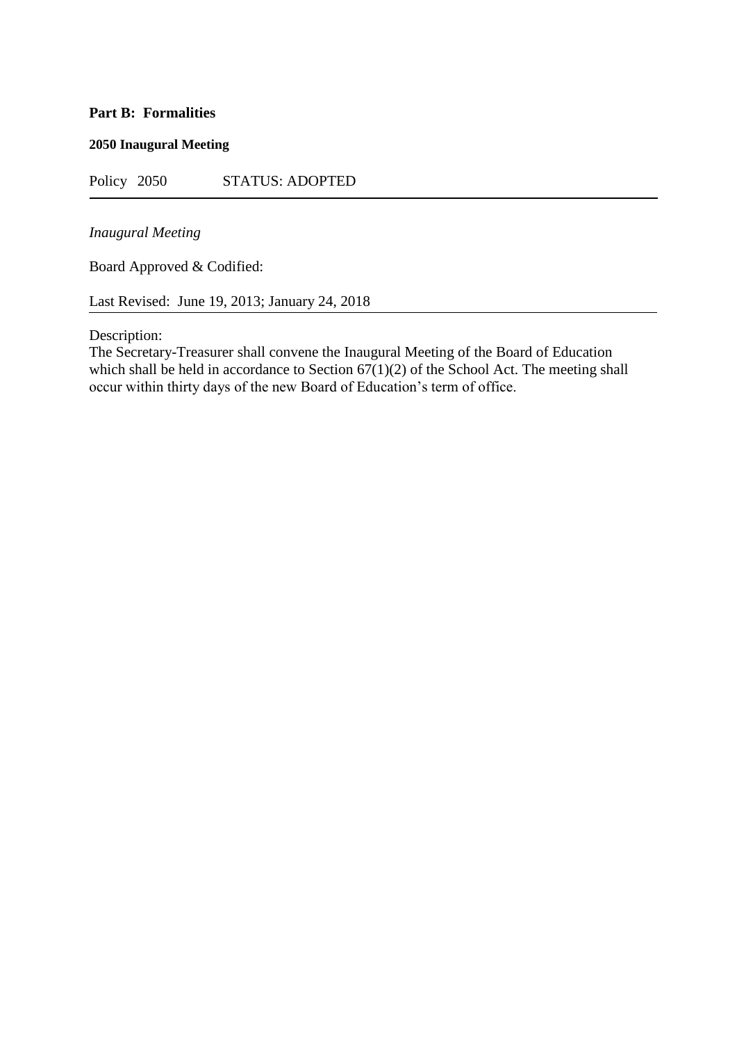**Part B: Formalities**

**2050 Inaugural Meeting**

Policy 2050 STATUS: ADOPTED

---

*Inaugural Meeting*

Board Approved & Codified:

Last Revised: June 19, 2013; January 24, 2018

---

Description:
The Secretary-Treasurer shall convene the Inaugural Meeting of the Board of Education which shall be held in accordance to Section 67(1)(2) of the School Act. The meeting shall occur within thirty days of the new Board of Education's term of office.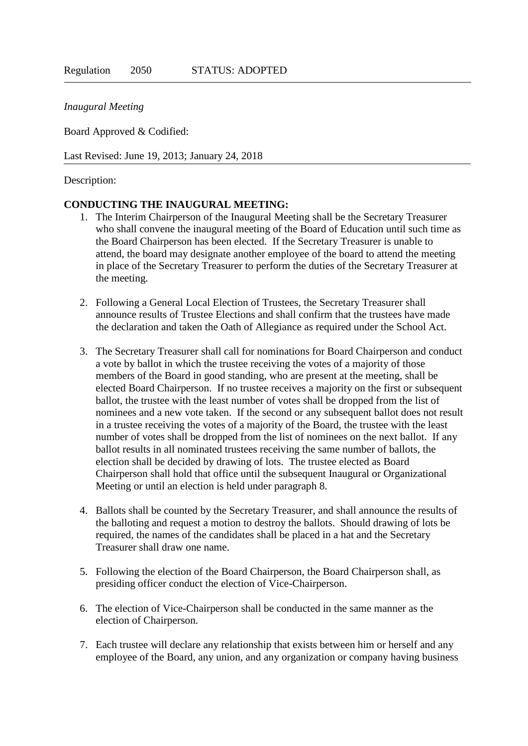Regulation 2050 STATUS: ADOPTED

*Inaugural Meeting*

Board Approved & Codified:

Last Revised: June 19, 2013; January 24, 2018

Description:

**CONDUCTING THE INAUGURAL MEETING:**

1. The Interim Chairperson of the Inaugural Meeting shall be the Secretary Treasurer who shall convene the inaugural meeting of the Board of Education until such time as the Board Chairperson has been elected. If the Secretary Treasurer is unable to attend, the board may designate another employee of the board to attend the meeting in place of the Secretary Treasurer to perform the duties of the Secretary Treasurer at the meeting.

2. Following a General Local Election of Trustees, the Secretary Treasurer shall announce results of Trustee Elections and shall confirm that the trustees have made the declaration and taken the Oath of Allegiance as required under the School Act.

3. The Secretary Treasurer shall call for nominations for Board Chairperson and conduct a vote by ballot in which the trustee receiving the votes of a majority of those members of the Board in good standing, who are present at the meeting, shall be elected Board Chairperson. If no trustee receives a majority on the first or subsequent ballot, the trustee with the least number of votes shall be dropped from the list of nominees and a new vote taken. If the second or any subsequent ballot does not result in a trustee receiving the votes of a majority of the Board, the trustee with the least number of votes shall be dropped from the list of nominees on the next ballot. If any ballot results in all nominated trustees receiving the same number of ballots, the election shall be decided by drawing of lots. The trustee elected as Board Chairperson shall hold that office until the subsequent Inaugural or Organizational Meeting or until an election is held under paragraph 8.

4. Ballots shall be counted by the Secretary Treasurer, and shall announce the results of the balloting and request a motion to destroy the ballots. Should drawing of lots be required, the names of the candidates shall be placed in a hat and the Secretary Treasurer shall draw one name.

5. Following the election of the Board Chairperson, the Board Chairperson shall, as presiding officer conduct the election of Vice-Chairperson.

6. The election of Vice-Chairperson shall be conducted in the same manner as the election of Chairperson.

7. Each trustee will declare any relationship that exists between him or herself and any employee of the Board, any union, and any organization or company having business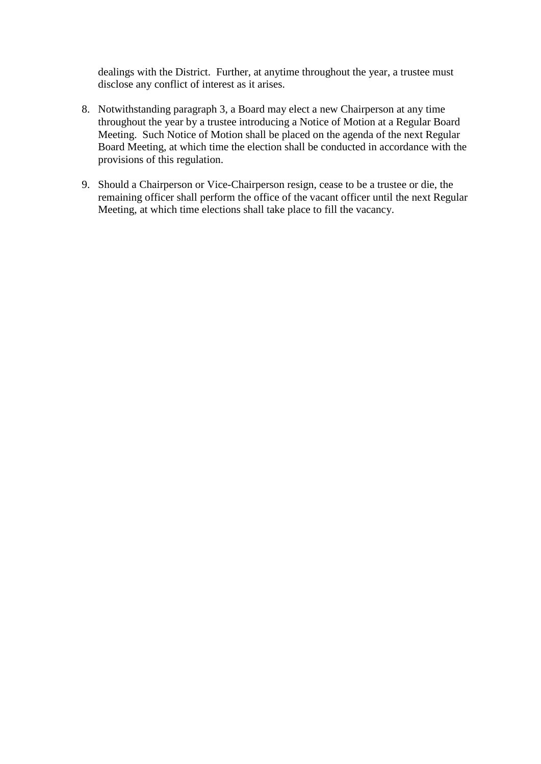dealings with the District. Further, at anytime throughout the year, a trustee must disclose any conflict of interest as it arises.

8. Notwithstanding paragraph 3, a Board may elect a new Chairperson at any time throughout the year by a trustee introducing a Notice of Motion at a Regular Board Meeting. Such Notice of Motion shall be placed on the agenda of the next Regular Board Meeting, at which time the election shall be conducted in accordance with the provisions of this regulation.

9. Should a Chairperson or Vice-Chairperson resign, cease to be a trustee or die, the remaining officer shall perform the office of the vacant officer until the next Regular Meeting, at which time elections shall take place to fill the vacancy.